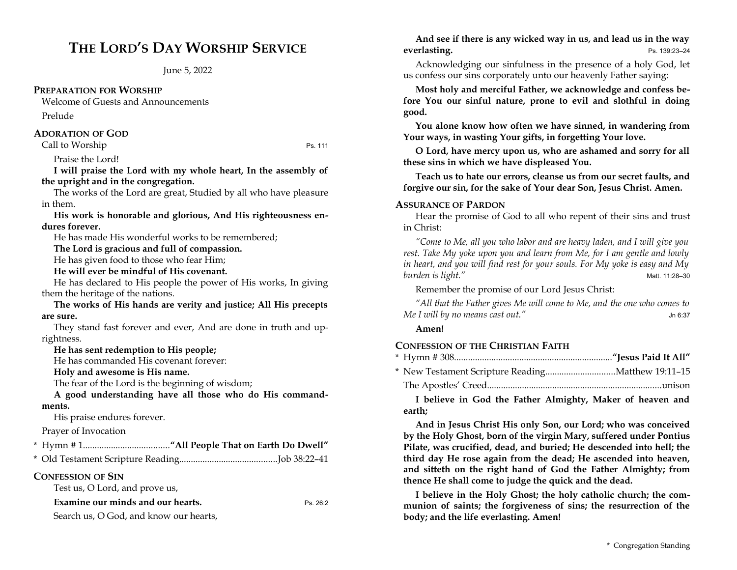# THE LORD'S DAY WORSHIP SERVICE

June 5, 2022

## PREPARATION FOR WORSHIP

Welcome of Guests and Announcements

Prelude

## ADORATION OF GOD

Call to Worship — Ps. 111

Praise the Lord!

**I will praise the Lord with my whole heart, In the assembly of the upright and in the congregation.**

The works of the Lord are great, Studied by all who have pleasure in them.

**His work is honorable and glorious, And His righteousness endures forever.**

He has made His wonderful works to be remembered;

**The Lord is gracious and full of compassion.**

He has given food to those who fear Him;

**He will ever be mindful of His covenant.**

He has declared to His people the power of His works, In giving them the heritage of the nations.

**The works of His hands are verity and justice; All His precepts are sure.**

They stand fast forever and ever, And are done in truth and uprightness.

**He has sent redemption to His people;**

He has commanded His covenant forever:

**Holy and awesome is His name.**

The fear of the Lord is the beginning of wisdom;

**A good understanding have all those who do His commandments.**

His praise endures forever.

Prayer of Invocation

\* Hymn # 1 ..................................... **"All People That on Earth Do Dwell"**

\* Old Testament Scripture Reading ........................................ Job 38:22–41

## CONFESSION OF SIN

Test us, O Lord, and prove us,

**Examine our minds and our hearts.** — Ps. 26:2

Search us, O God, and know our hearts,

**And see if there is any wicked way in us, and lead us in the way everlasting.** — Ps. 139:23–24

Acknowledging our sinfulness in the presence of a holy God, let us confess our sins corporately unto our heavenly Father saying:

**Most holy and merciful Father, we acknowledge and confess before You our sinful nature, prone to evil and slothful in doing good.**

**You alone know how often we have sinned, in wandering from Your ways, in wasting Your gifts, in forgetting Your love.**

**O Lord, have mercy upon us, who are ashamed and sorry for all these sins in which we have displeased You.**

**Teach us to hate our errors, cleanse us from our secret faults, and forgive our sin, for the sake of Your dear Son, Jesus Christ. Amen.**

## ASSURANCE OF PARDON

Hear the promise of God to all who repent of their sins and trust in Christ:

*"Come to Me, all you who labor and are heavy laden, and I will give you rest. Take My yoke upon you and learn from Me, for I am gentle and lowly in heart, and you will find rest for your souls. For My yoke is easy and My burden is light."* — Matt. 11:28–30

Remember the promise of our Lord Jesus Christ:

*"All that the Father gives Me will come to Me, and the one who comes to Me I will by no means cast out."* — Jn 6:37

**Amen!**

## CONFESSION OF THE CHRISTIAN FAITH

\* Hymn # 308 ................................................................... **"Jesus Paid It All"**

\* New Testament Scripture Reading ............................. Matthew 19:11–15

The Apostles' Creed ........................................................................... unison

**I believe in God the Father Almighty, Maker of heaven and earth;**

**And in Jesus Christ His only Son, our Lord; who was conceived by the Holy Ghost, born of the virgin Mary, suffered under Pontius Pilate, was crucified, dead, and buried; He descended into hell; the third day He rose again from the dead; He ascended into heaven, and sitteth on the right hand of God the Father Almighty; from thence He shall come to judge the quick and the dead.**

**I believe in the Holy Ghost; the holy catholic church; the communion of saints; the forgiveness of sins; the resurrection of the body; and the life everlasting. Amen!**

\* Congregation Standing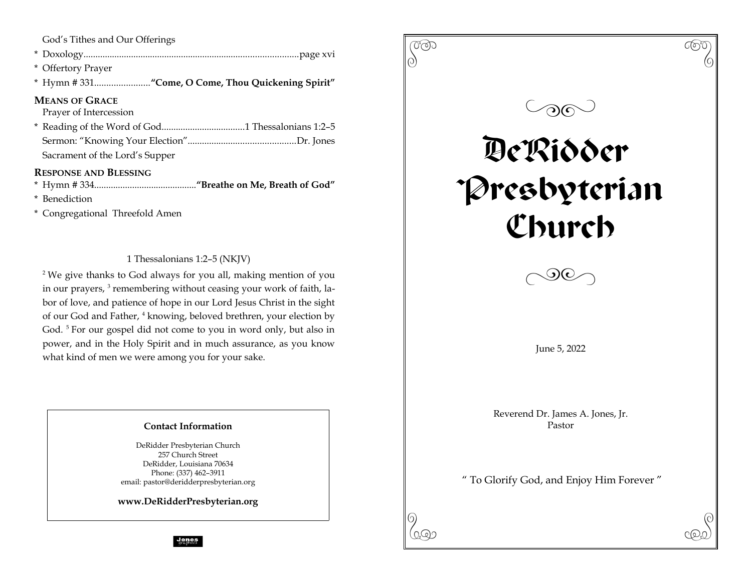God's Tithes and Our Offerings

* Doxology........................................................................................page xvi
* Offertory Prayer
* Hymn # 331.......................**"Come, O Come, Thou Quickening Spirit"**

**MEANS OF GRACE**

Prayer of Intercession

* Reading of the Word of God..................................1 Thessalonians 1:2–5

Sermon: "Knowing Your Election"............................................Dr. Jones

Sacrament of the Lord's Supper

**RESPONSE AND BLESSING**

* Hymn # 334..........................................**"Breathe on Me, Breath of God"**
* Benediction
* Congregational Threefold Amen

1 Thessalonians 1:2–5 (NKJV)

[2] We give thanks to God always for you all, making mention of you in our prayers, [3] remembering without ceasing your work of faith, labor of love, and patience of hope in our Lord Jesus Christ in the sight of our God and Father, [4] knowing, beloved brethren, your election by God. [5] For our gospel did not come to you in word only, but also in power, and in the Holy Spirit and in much assurance, as you know what kind of men we were among you for your sake.

**Contact Information**

DeRidder Presbyterian Church
257 Church Street
DeRidder, Louisiana 70634
Phone: (337) 462–3911
email: pastor@deridderpresbyterian.org

**www.DeRidderPresbyterian.org**

Jones graphics

# DeRidder Presbyterian Church

June 5, 2022

Reverend Dr. James A. Jones, Jr.
Pastor

" To Glorify God, and Enjoy Him Forever "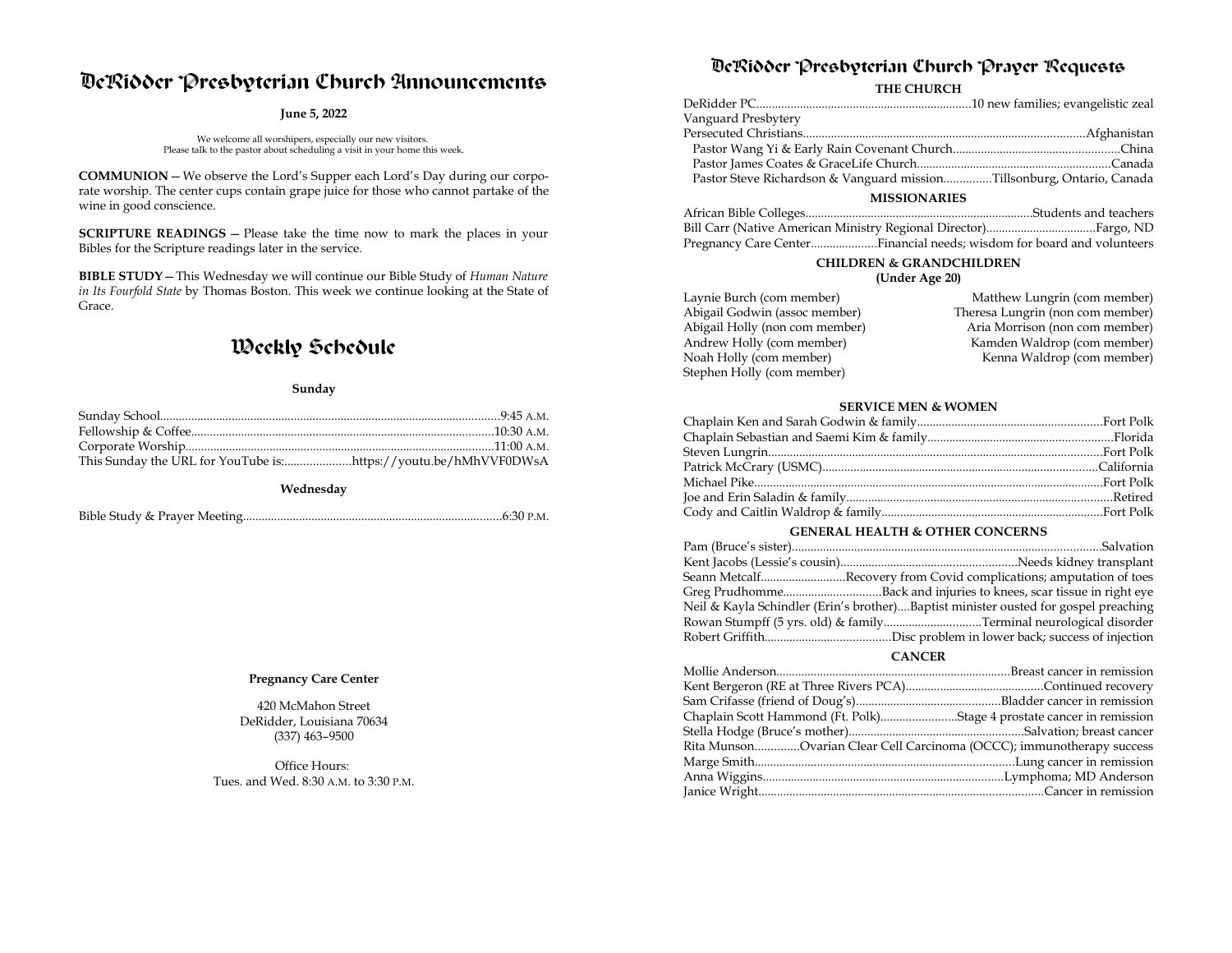# DeRidder Presbyterian Church Announcements

**June 5, 2022**

We welcome all worshipers, especially our new visitors.
Please talk to the pastor about scheduling a visit in your home this week.

**COMMUNION** — We observe the Lord's Supper each Lord's Day during our corporate worship. The center cups contain grape juice for those who cannot partake of the wine in good conscience.

**SCRIPTURE READINGS** — Please take the time now to mark the places in your Bibles for the Scripture readings later in the service.

**BIBLE STUDY** — This Wednesday we will continue our Bible Study of *Human Nature in Its Fourfold State* by Thomas Boston. This week we continue looking at the State of Grace.

# Weekly Schedule

**Sunday**

Sunday School....................9:45 A.M.
Fellowship & Coffee....................10:30 A.M.
Corporate Worship....................11:00 A.M.
This Sunday the URL for YouTube is:....................https://youtu.be/hMhVVF0DWsA

**Wednesday**

Bible Study & Prayer Meeting....................6:30 P.M.

**Pregnancy Care Center**

420 McMahon Street
DeRidder, Louisiana 70634
(337) 463–9500

Office Hours:
Tues. and Wed. 8:30 A.M. to 3:30 P.M.

# DeRidder Presbyterian Church Prayer Requests

### THE CHURCH

DeRidder PC....................10 new families; evangelistic zeal
Vanguard Presbytery
Persecuted Christians....................Afghanistan
Pastor Wang Yi & Early Rain Covenant Church....................China
Pastor James Coates & GraceLife Church....................Canada
Pastor Steve Richardson & Vanguard mission....................Tillsonburg, Ontario, Canada

### MISSIONARIES

African Bible Colleges....................Students and teachers
Bill Carr (Native American Ministry Regional Director)....................Fargo, ND
Pregnancy Care Center....................Financial needs; wisdom for board and volunteers

### CHILDREN & GRANDCHILDREN
**(Under Age 20)**

Laynie Burch (com member)
Abigail Godwin (assoc member)
Abigail Holly (non com member)
Andrew Holly (com member)
Noah Holly (com member)
Stephen Holly (com member)
Matthew Lungrin (com member)
Theresa Lungrin (non com member)
Aria Morrison (non com member)
Kamden Waldrop (com member)
Kenna Waldrop (com member)

### SERVICE MEN & WOMEN

Chaplain Ken and Sarah Godwin & family....................Fort Polk
Chaplain Sebastian and Saemi Kim & family....................Florida
Steven Lungrin....................Fort Polk
Patrick McCrary (USMC)....................California
Michael Pike....................Fort Polk
Joe and Erin Saladin & family....................Retired
Cody and Caitlin Waldrop & family....................Fort Polk

### GENERAL HEALTH & OTHER CONCERNS

Pam (Bruce's sister)....................Salvation
Kent Jacobs (Lessie's cousin)....................Needs kidney transplant
Seann Metcalf....................Recovery from Covid complications; amputation of toes
Greg Prudhomme....................Back and injuries to knees, scar tissue in right eye
Neil & Kayla Schindler (Erin's brother)....Baptist minister ousted for gospel preaching
Rowan Stumpff (5 yrs. old) & family....................Terminal neurological disorder
Robert Griffith....................Disc problem in lower back; success of injection

### CANCER

Mollie Anderson....................Breast cancer in remission
Kent Bergeron (RE at Three Rivers PCA)....................Continued recovery
Sam Crifasse (friend of Doug's)....................Bladder cancer in remission
Chaplain Scott Hammond (Ft. Polk)....................Stage 4 prostate cancer in remission
Stella Hodge (Bruce's mother)....................Salvation; breast cancer
Rita Munson....................Ovarian Clear Cell Carcinoma (OCCC); immunotherapy success
Marge Smith....................Lung cancer in remission
Anna Wiggins....................Lymphoma; MD Anderson
Janice Wright....................Cancer in remission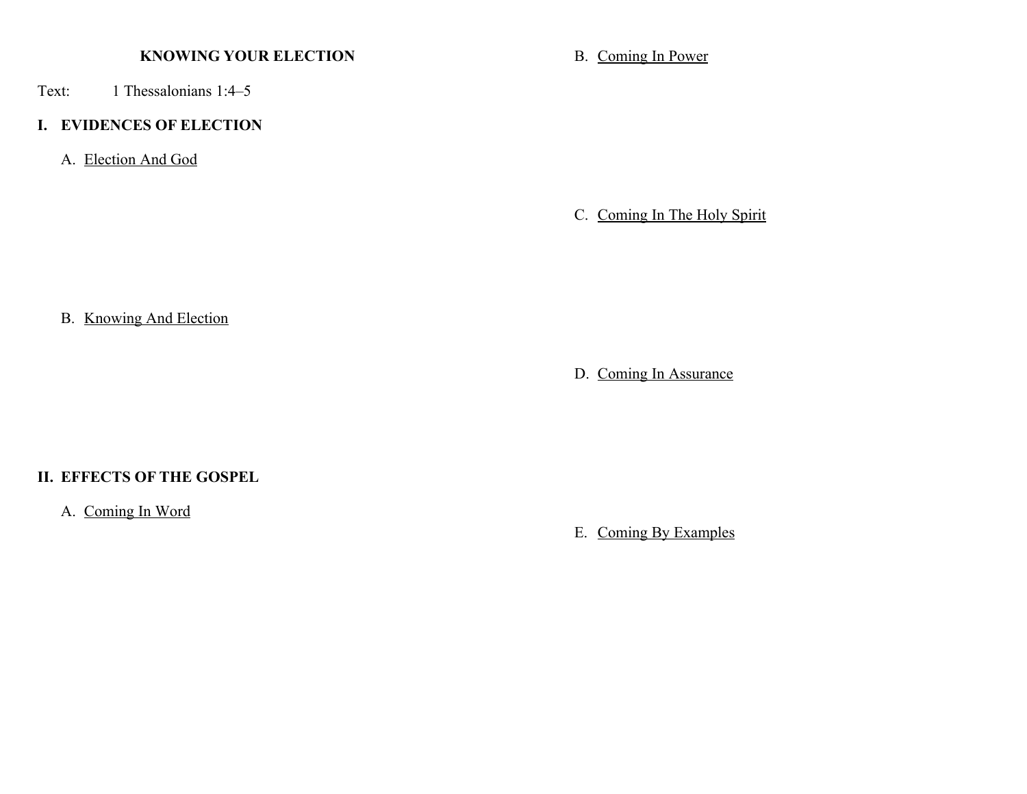# KNOWING YOUR ELECTION

Text: 1 Thessalonians 1:4–5

## I. EVIDENCES OF ELECTION

A. Election And God

B. Knowing And Election

## II. EFFECTS OF THE GOSPEL

A. Coming In Word

B. Coming In Power

C. Coming In The Holy Spirit

D. Coming In Assurance

E. Coming By Examples